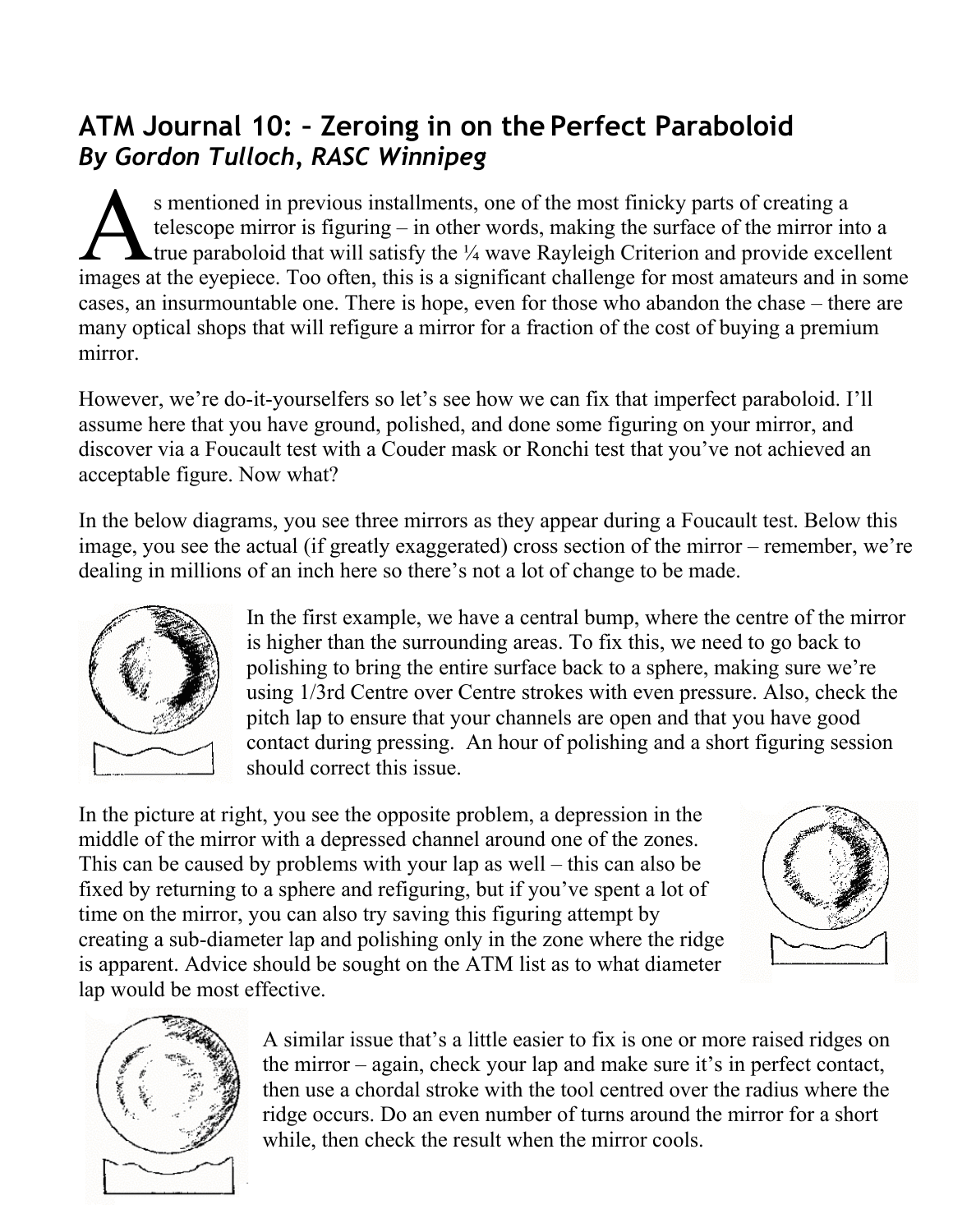# ATM Journal 10: – Zeroing in on the Perfect Paraboloid
*By Gordon Tulloch, RASC Winnipeg*

As mentioned in previous installments, one of the most finicky parts of creating a telescope mirror is figuring – in other words, making the surface of the mirror into a true paraboloid that will satisfy the ¼ wave Rayleigh Criterion and provide excellent images at the eyepiece. Too often, this is a significant challenge for most amateurs and in some cases, an insurmountable one. There is hope, even for those who abandon the chase – there are many optical shops that will refigure a mirror for a fraction of the cost of buying a premium mirror.

However, we're do-it-yourselfers so let's see how we can fix that imperfect paraboloid. I'll assume here that you have ground, polished, and done some figuring on your mirror, and discover via a Foucault test with a Couder mask or Ronchi test that you've not achieved an acceptable figure. Now what?

In the below diagrams, you see three mirrors as they appear during a Foucault test. Below this image, you see the actual (if greatly exaggerated) cross section of the mirror – remember, we're dealing in millions of an inch here so there's not a lot of change to be made.

In the first example, we have a central bump, where the centre of the mirror is higher than the surrounding areas. To fix this, we need to go back to polishing to bring the entire surface back to a sphere, making sure we're using 1/3rd Centre over Centre strokes with even pressure. Also, check the pitch lap to ensure that your channels are open and that you have good contact during pressing. An hour of polishing and a short figuring session should correct this issue.

In the picture at right, you see the opposite problem, a depression in the middle of the mirror with a depressed channel around one of the zones. This can be caused by problems with your lap as well – this can also be fixed by returning to a sphere and refiguring, but if you've spent a lot of time on the mirror, you can also try saving this figuring attempt by creating a sub-diameter lap and polishing only in the zone where the ridge is apparent. Advice should be sought on the ATM list as to what diameter lap would be most effective.

A similar issue that's a little easier to fix is one or more raised ridges on the mirror – again, check your lap and make sure it's in perfect contact, then use a chordal stroke with the tool centred over the radius where the ridge occurs. Do an even number of turns around the mirror for a short while, then check the result when the mirror cools.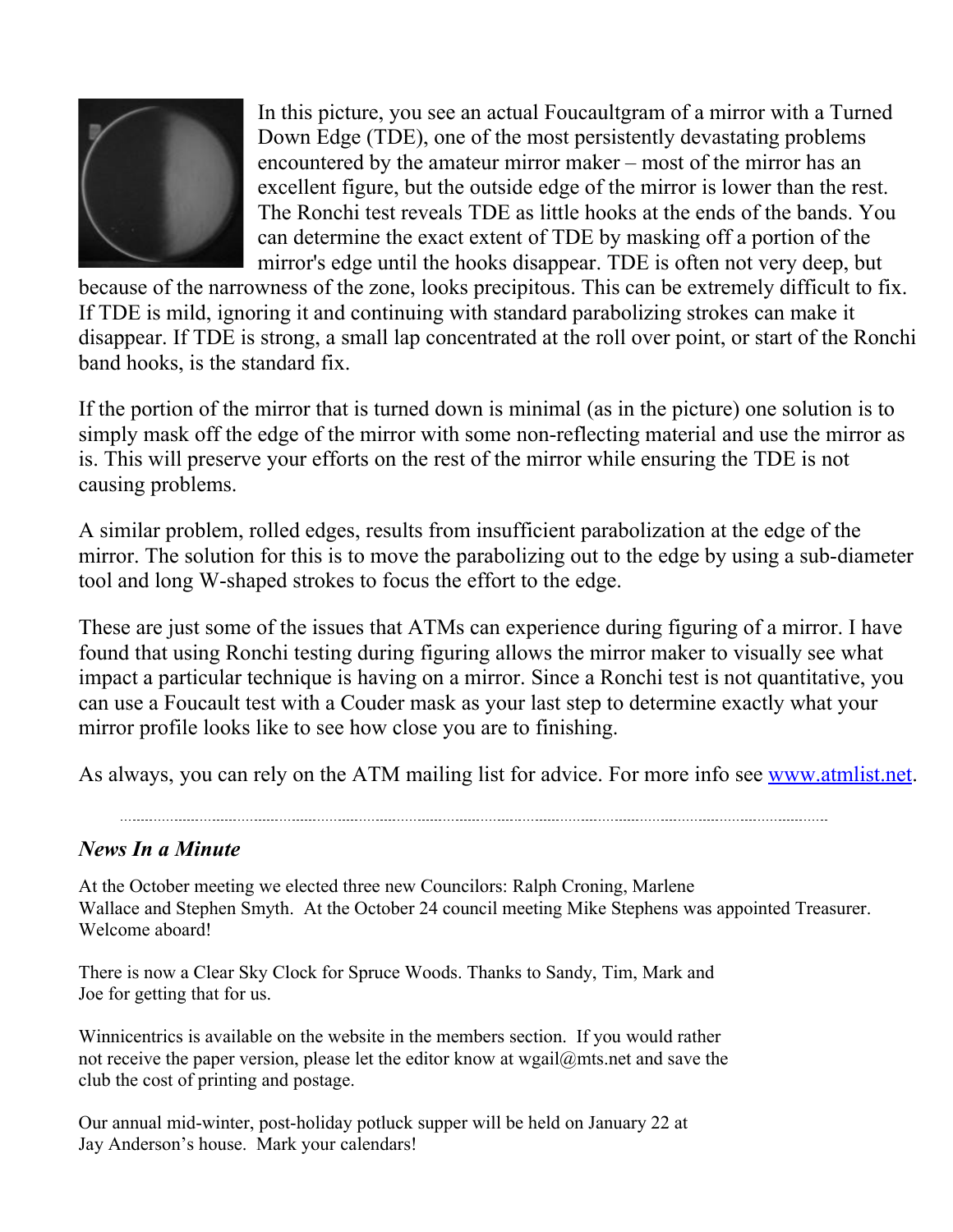In this picture, you see an actual Foucaultgram of a mirror with a Turned Down Edge (TDE), one of the most persistently devastating problems encountered by the amateur mirror maker – most of the mirror has an excellent figure, but the outside edge of the mirror is lower than the rest. The Ronchi test reveals TDE as little hooks at the ends of the bands. You can determine the exact extent of TDE by masking off a portion of the mirror's edge until the hooks disappear. TDE is often not very deep, but because of the narrowness of the zone, looks precipitous. This can be extremely difficult to fix. If TDE is mild, ignoring it and continuing with standard parabolizing strokes can make it disappear. If TDE is strong, a small lap concentrated at the roll over point, or start of the Ronchi band hooks, is the standard fix.

If the portion of the mirror that is turned down is minimal (as in the picture) one solution is to simply mask off the edge of the mirror with some non-reflecting material and use the mirror as is. This will preserve your efforts on the rest of the mirror while ensuring the TDE is not causing problems.

A similar problem, rolled edges, results from insufficient parabolization at the edge of the mirror. The solution for this is to move the parabolizing out to the edge by using a sub-diameter tool and long W-shaped strokes to focus the effort to the edge.

These are just some of the issues that ATMs can experience during figuring of a mirror. I have found that using Ronchi testing during figuring allows the mirror maker to visually see what impact a particular technique is having on a mirror. Since a Ronchi test is not quantitative, you can use a Foucault test with a Couder mask as your last step to determine exactly what your mirror profile looks like to see how close you are to finishing.

As always, you can rely on the ATM mailing list for advice. For more info see [www.atmlist.net](http://www.atmlist.net).

---

## *News In a Minute*

At the October meeting we elected three new Councilors: Ralph Croning, Marlene Wallace and Stephen Smyth. At the October 24 council meeting Mike Stephens was appointed Treasurer. Welcome aboard!

There is now a Clear Sky Clock for Spruce Woods. Thanks to Sandy, Tim, Mark and Joe for getting that for us.

Winnicentrics is available on the website in the members section. If you would rather not receive the paper version, please let the editor know at wgail@mts.net and save the club the cost of printing and postage.

Our annual mid-winter, post-holiday potluck supper will be held on January 22 at Jay Anderson's house. Mark your calendars!